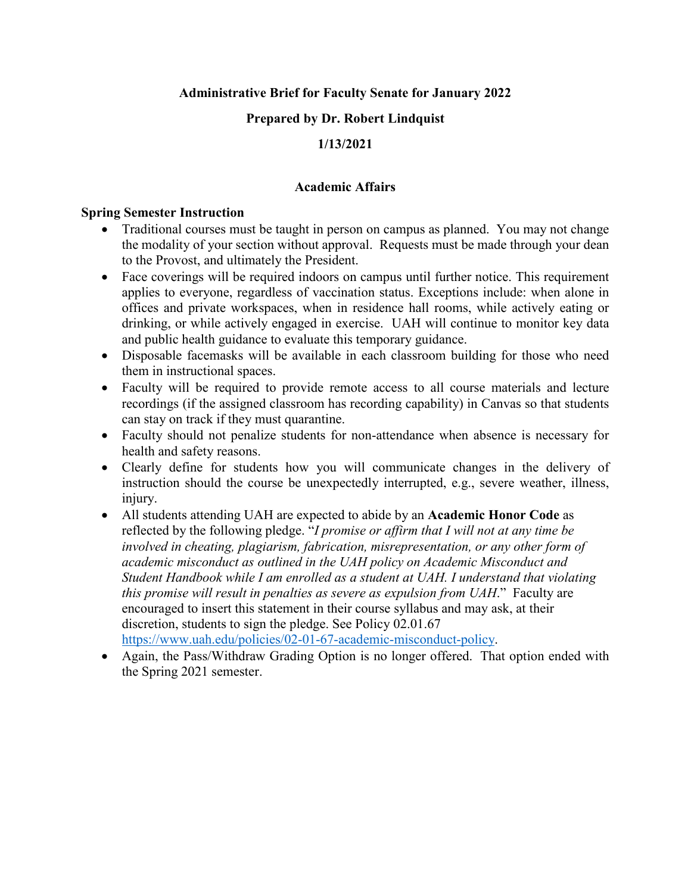# Administrative Brief for Faculty Senate for January 2022

**Prepared by Dr. Robert Lindquist**

**1/13/2021**

## Academic Affairs

### Spring Semester Instruction

- Traditional courses must be taught in person on campus as planned. You may not change the modality of your section without approval. Requests must be made through your dean to the Provost, and ultimately the President.
- Face coverings will be required indoors on campus until further notice. This requirement applies to everyone, regardless of vaccination status. Exceptions include: when alone in offices and private workspaces, when in residence hall rooms, while actively eating or drinking, or while actively engaged in exercise. UAH will continue to monitor key data and public health guidance to evaluate this temporary guidance.
- Disposable facemasks will be available in each classroom building for those who need them in instructional spaces.
- Faculty will be required to provide remote access to all course materials and lecture recordings (if the assigned classroom has recording capability) in Canvas so that students can stay on track if they must quarantine.
- Faculty should not penalize students for non-attendance when absence is necessary for health and safety reasons.
- Clearly define for students how you will communicate changes in the delivery of instruction should the course be unexpectedly interrupted, e.g., severe weather, illness, injury.
- All students attending UAH are expected to abide by an **Academic Honor Code** as reflected by the following pledge. "*I promise or affirm that I will not at any time be involved in cheating, plagiarism, fabrication, misrepresentation, or any other form of academic misconduct as outlined in the UAH policy on Academic Misconduct and Student Handbook while I am enrolled as a student at UAH. I understand that violating this promise will result in penalties as severe as expulsion from UAH*." Faculty are encouraged to insert this statement in their course syllabus and may ask, at their discretion, students to sign the pledge. See Policy 02.01.67 https://www.uah.edu/policies/02-01-67-academic-misconduct-policy.
- Again, the Pass/Withdraw Grading Option is no longer offered. That option ended with the Spring 2021 semester.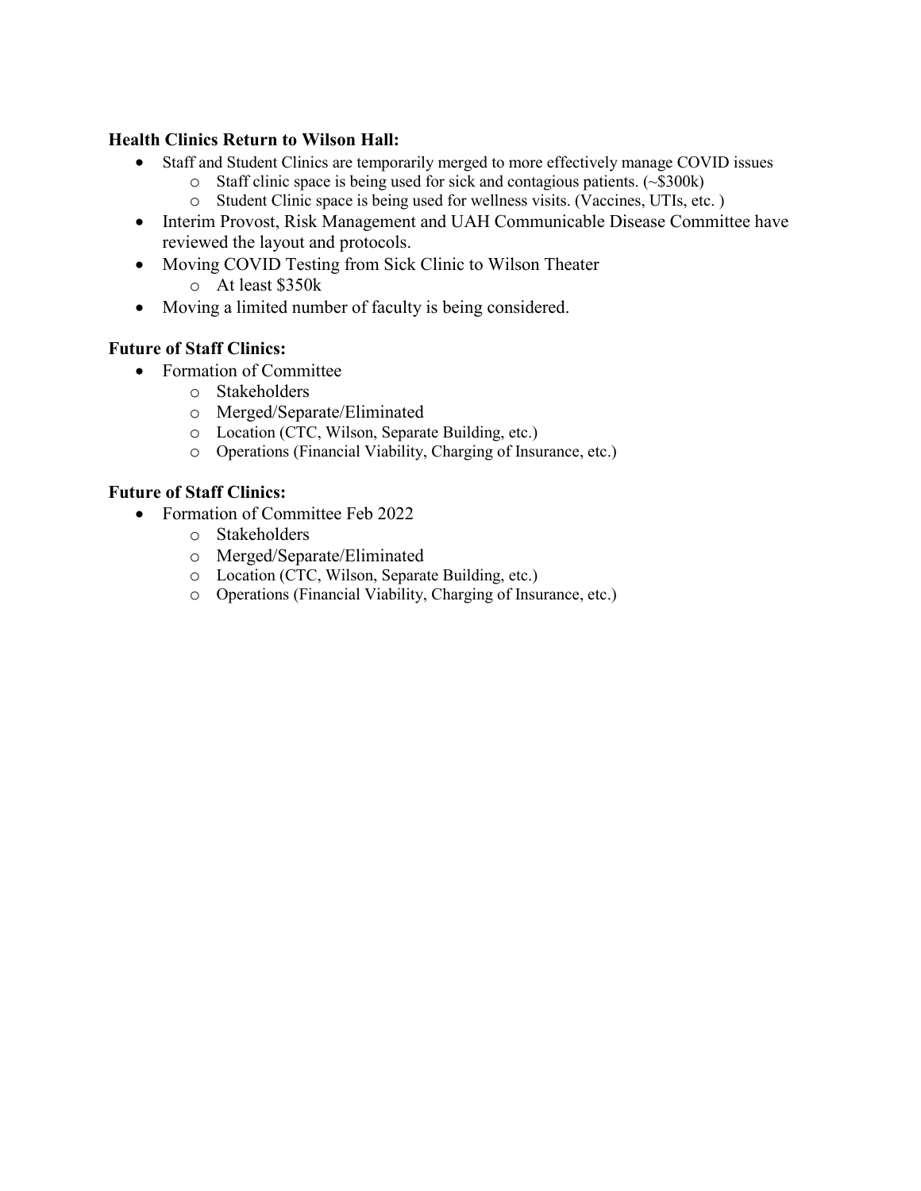**Health Clinics Return to Wilson Hall:**

- Staff and Student Clinics are temporarily merged to more effectively manage COVID issues
  - Staff clinic space is being used for sick and contagious patients. (~$300k)
  - Student Clinic space is being used for wellness visits. (Vaccines, UTIs, etc. )
- Interim Provost, Risk Management and UAH Communicable Disease Committee have reviewed the layout and protocols.
- Moving COVID Testing from Sick Clinic to Wilson Theater
  - At least $350k
- Moving a limited number of faculty is being considered.

**Future of Staff Clinics:**

- Formation of Committee
  - Stakeholders
  - Merged/Separate/Eliminated
  - Location (CTC, Wilson, Separate Building, etc.)
  - Operations (Financial Viability, Charging of Insurance, etc.)

**Future of Staff Clinics:**

- Formation of Committee Feb 2022
  - Stakeholders
  - Merged/Separate/Eliminated
  - Location (CTC, Wilson, Separate Building, etc.)
  - Operations (Financial Viability, Charging of Insurance, etc.)